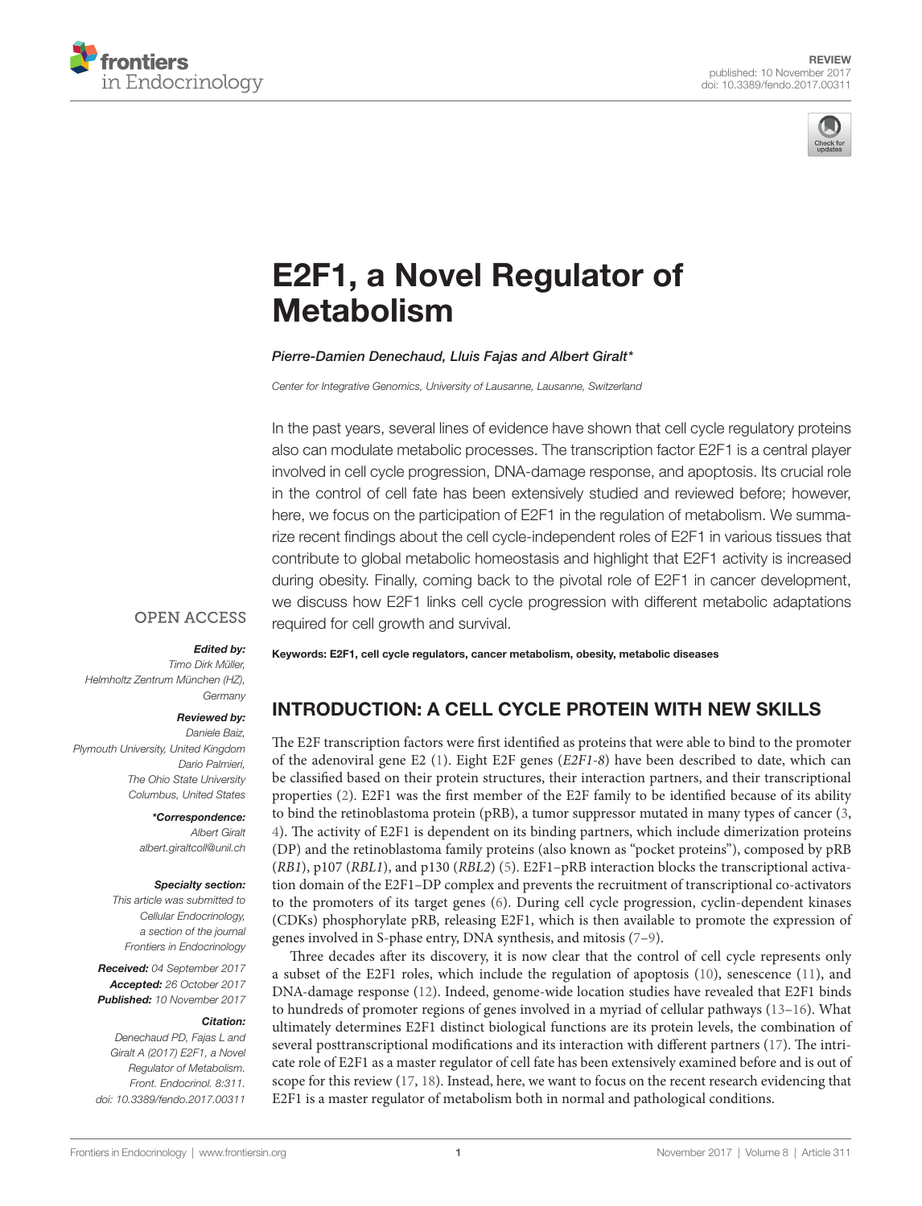REVIEW
published: 10 November 2017
doi: 10.3389/fendo.2017.00311

# E2F1, a Novel Regulator of Metabolism

*Pierre-Damien Denechaud, Lluis Fajas and Albert Giralt\**

*Center for Integrative Genomics, University of Lausanne, Lausanne, Switzerland*

In the past years, several lines of evidence have shown that cell cycle regulatory proteins also can modulate metabolic processes. The transcription factor E2F1 is a central player involved in cell cycle progression, DNA-damage response, and apoptosis. Its crucial role in the control of cell fate has been extensively studied and reviewed before; however, here, we focus on the participation of E2F1 in the regulation of metabolism. We summarize recent findings about the cell cycle-independent roles of E2F1 in various tissues that contribute to global metabolic homeostasis and highlight that E2F1 activity is increased during obesity. Finally, coming back to the pivotal role of E2F1 in cancer development, we discuss how E2F1 links cell cycle progression with different metabolic adaptations required for cell growth and survival.

**Keywords: E2F1, cell cycle regulators, cancer metabolism, obesity, metabolic diseases**

OPEN ACCESS

***Edited by:***
*Timo Dirk Müller, Helmholtz Zentrum München (HZ), Germany*

***Reviewed by:***
*Daniele Baiz, Plymouth University, United Kingdom*
*Dario Palmieri, The Ohio State University Columbus, United States*

***\*Correspondence:***
*Albert Giralt*
*albert.giraltcoll@unil.ch*

***Specialty section:***
*This article was submitted to Cellular Endocrinology, a section of the journal Frontiers in Endocrinology*

***Received:*** *04 September 2017*
***Accepted:*** *26 October 2017*
***Published:*** *10 November 2017*

***Citation:***
*Denechaud PD, Fajas L and Giralt A (2017) E2F1, a Novel Regulator of Metabolism. Front. Endocrinol. 8:311. doi: 10.3389/fendo.2017.00311*

## INTRODUCTION: A CELL CYCLE PROTEIN WITH NEW SKILLS

The E2F transcription factors were first identified as proteins that were able to bind to the promoter of the adenoviral gene E2 (1). Eight E2F genes (*E2F1-8*) have been described to date, which can be classified based on their protein structures, their interaction partners, and their transcriptional properties (2). E2F1 was the first member of the E2F family to be identified because of its ability to bind the retinoblastoma protein (pRB), a tumor suppressor mutated in many types of cancer (3, 4). The activity of E2F1 is dependent on its binding partners, which include dimerization proteins (DP) and the retinoblastoma family proteins (also known as "pocket proteins"), composed by pRB (*RB1*), p107 (*RBL1*), and p130 (*RBL2*) (5). E2F1–pRB interaction blocks the transcriptional activation domain of the E2F1–DP complex and prevents the recruitment of transcriptional co-activators to the promoters of its target genes (6). During cell cycle progression, cyclin-dependent kinases (CDKs) phosphorylate pRB, releasing E2F1, which is then available to promote the expression of genes involved in S-phase entry, DNA synthesis, and mitosis (7–9).

Three decades after its discovery, it is now clear that the control of cell cycle represents only a subset of the E2F1 roles, which include the regulation of apoptosis (10), senescence (11), and DNA-damage response (12). Indeed, genome-wide location studies have revealed that E2F1 binds to hundreds of promoter regions of genes involved in a myriad of cellular pathways (13–16). What ultimately determines E2F1 distinct biological functions are its protein levels, the combination of several posttranscriptional modifications and its interaction with different partners (17). The intricate role of E2F1 as a master regulator of cell fate has been extensively examined before and is out of scope for this review (17, 18). Instead, here, we want to focus on the recent research evidencing that E2F1 is a master regulator of metabolism both in normal and pathological conditions.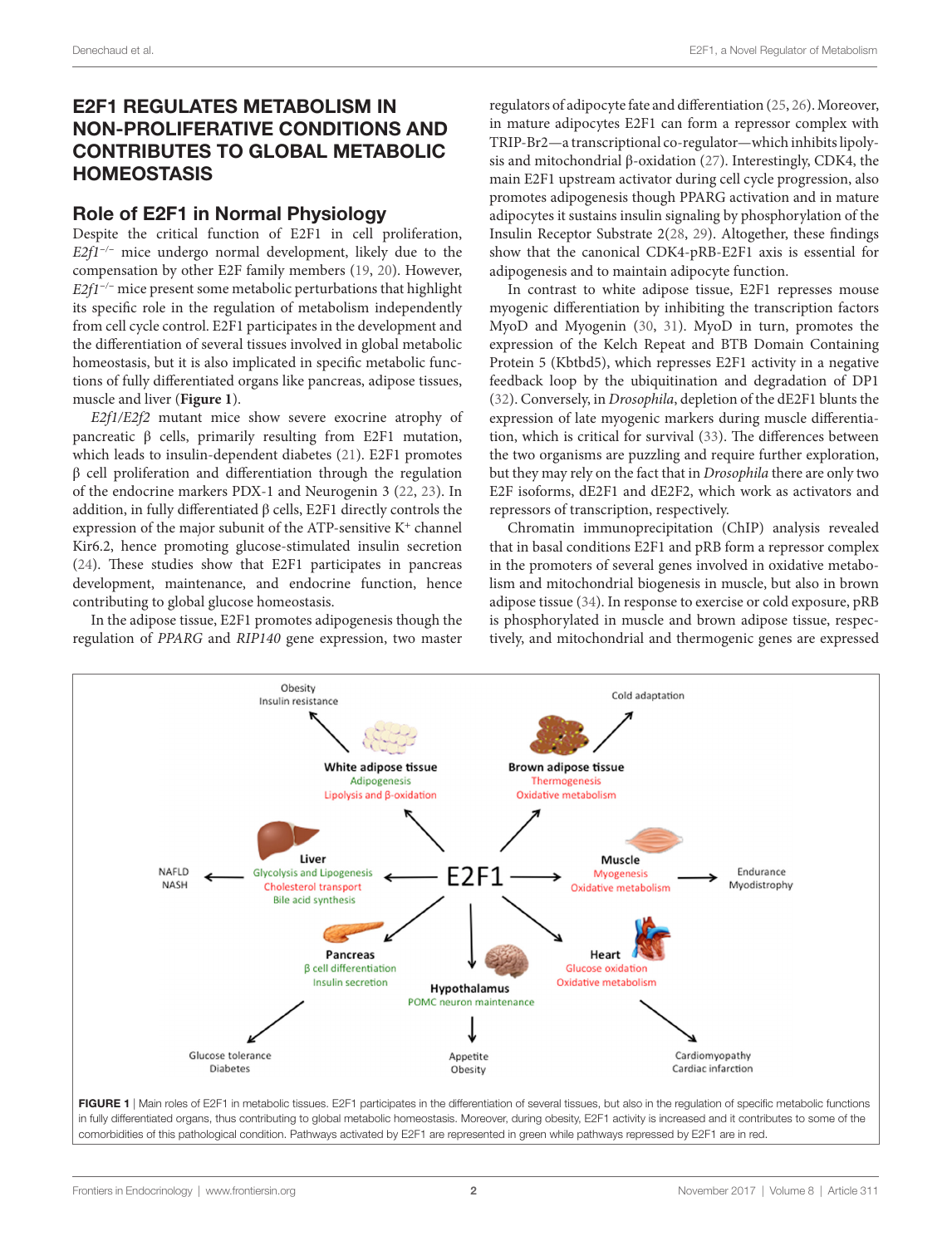## E2F1 REGULATES METABOLISM IN NON-PROLIFERATIVE CONDITIONS AND CONTRIBUTES TO GLOBAL METABOLIC HOMEOSTASIS

### Role of E2F1 in Normal Physiology

Despite the critical function of E2F1 in cell proliferation, *E2f1*$^{-/-}$ mice undergo normal development, likely due to the compensation by other E2F family members (19, 20). However, *E2f1*$^{-/-}$ mice present some metabolic perturbations that highlight its specific role in the regulation of metabolism independently from cell cycle control. E2F1 participates in the development and the differentiation of several tissues involved in global metabolic homeostasis, but it is also implicated in specific metabolic functions of fully differentiated organs like pancreas, adipose tissues, muscle and liver (**Figure 1**).

*E2f1/E2f2* mutant mice show severe exocrine atrophy of pancreatic β cells, primarily resulting from E2F1 mutation, which leads to insulin-dependent diabetes (21). E2F1 promotes β cell proliferation and differentiation through the regulation of the endocrine markers PDX-1 and Neurogenin 3 (22, 23). In addition, in fully differentiated β cells, E2F1 directly controls the expression of the major subunit of the ATP-sensitive $K^+$ channel Kir6.2, hence promoting glucose-stimulated insulin secretion (24). These studies show that E2F1 participates in pancreas development, maintenance, and endocrine function, hence contributing to global glucose homeostasis.

In the adipose tissue, E2F1 promotes adipogenesis though the regulation of *PPARG* and *RIP140* gene expression, two master regulators of adipocyte fate and differentiation (25, 26). Moreover, in mature adipocytes E2F1 can form a repressor complex with TRIP-Br2—a transcriptional co-regulator—which inhibits lipolysis and mitochondrial β-oxidation (27). Interestingly, CDK4, the main E2F1 upstream activator during cell cycle progression, also promotes adipogenesis though PPARG activation and in mature adipocytes it sustains insulin signaling by phosphorylation of the Insulin Receptor Substrate 2(28, 29). Altogether, these findings show that the canonical CDK4-pRB-E2F1 axis is essential for adipogenesis and to maintain adipocyte function.

In contrast to white adipose tissue, E2F1 represses mouse myogenic differentiation by inhibiting the transcription factors MyoD and Myogenin (30, 31). MyoD in turn, promotes the expression of the Kelch Repeat and BTB Domain Containing Protein 5 (Kbtbd5), which represses E2F1 activity in a negative feedback loop by the ubiquitination and degradation of DP1 (32). Conversely, in *Drosophila*, depletion of the dE2F1 blunts the expression of late myogenic markers during muscle differentiation, which is critical for survival (33). The differences between the two organisms are puzzling and require further exploration, but they may rely on the fact that in *Drosophila* there are only two E2F isoforms, dE2F1 and dE2F2, which work as activators and repressors of transcription, respectively.

Chromatin immunoprecipitation (ChIP) analysis revealed that in basal conditions E2F1 and pRB form a repressor complex in the promoters of several genes involved in oxidative metabolism and mitochondrial biogenesis in muscle, but also in brown adipose tissue (34). In response to exercise or cold exposure, pRB is phosphorylated in muscle and brown adipose tissue, respectively, and mitochondrial and thermogenic genes are expressed

**FIGURE 1** | Main roles of E2F1 in metabolic tissues. E2F1 participates in the differentiation of several tissues, but also in the regulation of specific metabolic functions in fully differentiated organs, thus contributing to global metabolic homeostasis. Moreover, during obesity, E2F1 activity is increased and it contributes to some of the comorbidities of this pathological condition. Pathways activated by E2F1 are represented in green while pathways repressed by E2F1 are in red.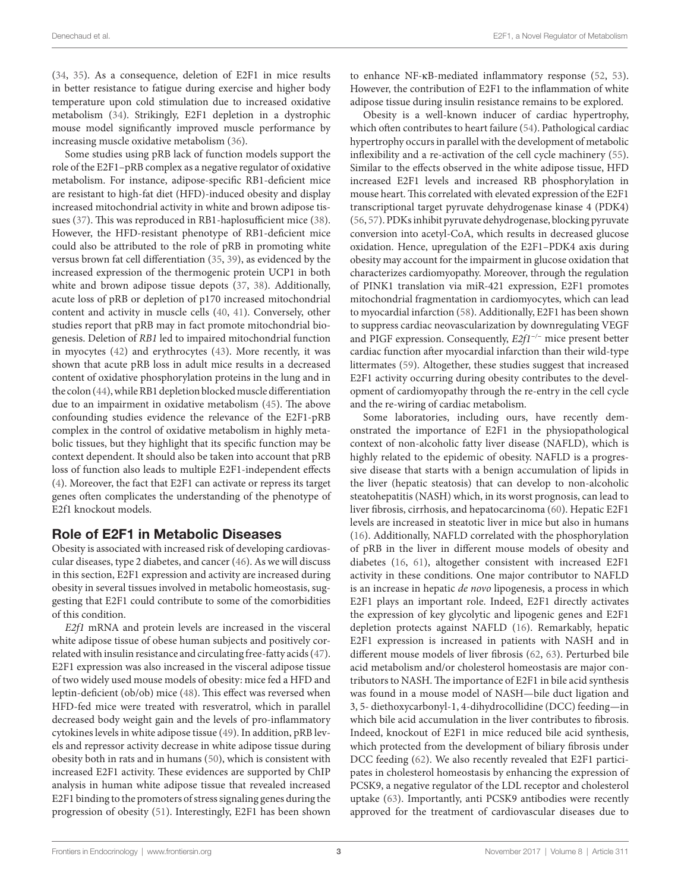(34, 35). As a consequence, deletion of E2F1 in mice results in better resistance to fatigue during exercise and higher body temperature upon cold stimulation due to increased oxidative metabolism (34). Strikingly, E2F1 depletion in a dystrophic mouse model significantly improved muscle performance by increasing muscle oxidative metabolism (36).

Some studies using pRB lack of function models support the role of the E2F1–pRB complex as a negative regulator of oxidative metabolism. For instance, adipose-specific RB1-deficient mice are resistant to high-fat diet (HFD)-induced obesity and display increased mitochondrial activity in white and brown adipose tissues (37). This was reproduced in RB1-haplosufficient mice (38). However, the HFD-resistant phenotype of RB1-deficient mice could also be attributed to the role of pRB in promoting white versus brown fat cell differentiation (35, 39), as evidenced by the increased expression of the thermogenic protein UCP1 in both white and brown adipose tissue depots (37, 38). Additionally, acute loss of pRB or depletion of p170 increased mitochondrial content and activity in muscle cells (40, 41). Conversely, other studies report that pRB may in fact promote mitochondrial biogenesis. Deletion of *RB1* led to impaired mitochondrial function in myocytes (42) and erythrocytes (43). More recently, it was shown that acute pRB loss in adult mice results in a decreased content of oxidative phosphorylation proteins in the lung and in the colon (44), while RB1 depletion blocked muscle differentiation due to an impairment in oxidative metabolism (45). The above confounding studies evidence the relevance of the E2F1-pRB complex in the control of oxidative metabolism in highly metabolic tissues, but they highlight that its specific function may be context dependent. It should also be taken into account that pRB loss of function also leads to multiple E2F1-independent effects (4). Moreover, the fact that E2F1 can activate or repress its target genes often complicates the understanding of the phenotype of E2f1 knockout models.

## Role of E2F1 in Metabolic Diseases

Obesity is associated with increased risk of developing cardiovascular diseases, type 2 diabetes, and cancer (46). As we will discuss in this section, E2F1 expression and activity are increased during obesity in several tissues involved in metabolic homeostasis, suggesting that E2F1 could contribute to some of the comorbidities of this condition.

*E2f1* mRNA and protein levels are increased in the visceral white adipose tissue of obese human subjects and positively correlated with insulin resistance and circulating free-fatty acids (47). E2F1 expression was also increased in the visceral adipose tissue of two widely used mouse models of obesity: mice fed a HFD and leptin-deficient (ob/ob) mice (48). This effect was reversed when HFD-fed mice were treated with resveratrol, which in parallel decreased body weight gain and the levels of pro-inflammatory cytokines levels in white adipose tissue (49). In addition, pRB levels and repressor activity decrease in white adipose tissue during obesity both in rats and in humans (50), which is consistent with increased E2F1 activity. These evidences are supported by ChIP analysis in human white adipose tissue that revealed increased E2F1 binding to the promoters of stress signaling genes during the progression of obesity (51). Interestingly, E2F1 has been shown to enhance NF-κB-mediated inflammatory response (52, 53). However, the contribution of E2F1 to the inflammation of white adipose tissue during insulin resistance remains to be explored.

Obesity is a well-known inducer of cardiac hypertrophy, which often contributes to heart failure (54). Pathological cardiac hypertrophy occurs in parallel with the development of metabolic inflexibility and a re-activation of the cell cycle machinery (55). Similar to the effects observed in the white adipose tissue, HFD increased E2F1 levels and increased RB phosphorylation in mouse heart. This correlated with elevated expression of the E2F1 transcriptional target pyruvate dehydrogenase kinase 4 (PDK4) (56, 57). PDKs inhibit pyruvate dehydrogenase, blocking pyruvate conversion into acetyl-CoA, which results in decreased glucose oxidation. Hence, upregulation of the E2F1–PDK4 axis during obesity may account for the impairment in glucose oxidation that characterizes cardiomyopathy. Moreover, through the regulation of PINK1 translation via miR-421 expression, E2F1 promotes mitochondrial fragmentation in cardiomyocytes, which can lead to myocardial infarction (58). Additionally, E2F1 has been shown to suppress cardiac neovascularization by downregulating VEGF and PIGF expression. Consequently, *E2f1*$^{-/-}$ mice present better cardiac function after myocardial infarction than their wild-type littermates (59). Altogether, these studies suggest that increased E2F1 activity occurring during obesity contributes to the development of cardiomyopathy through the re-entry in the cell cycle and the re-wiring of cardiac metabolism.

Some laboratories, including ours, have recently demonstrated the importance of E2F1 in the physiopathological context of non-alcoholic fatty liver disease (NAFLD), which is highly related to the epidemic of obesity. NAFLD is a progressive disease that starts with a benign accumulation of lipids in the liver (hepatic steatosis) that can develop to non-alcoholic steatohepatitis (NASH) which, in its worst prognosis, can lead to liver fibrosis, cirrhosis, and hepatocarcinoma (60). Hepatic E2F1 levels are increased in steatotic liver in mice but also in humans (16). Additionally, NAFLD correlated with the phosphorylation of pRB in the liver in different mouse models of obesity and diabetes (16, 61), altogether consistent with increased E2F1 activity in these conditions. One major contributor to NAFLD is an increase in hepatic *de novo* lipogenesis, a process in which E2F1 plays an important role. Indeed, E2F1 directly activates the expression of key glycolytic and lipogenic genes and E2F1 depletion protects against NAFLD (16). Remarkably, hepatic E2F1 expression is increased in patients with NASH and in different mouse models of liver fibrosis (62, 63). Perturbed bile acid metabolism and/or cholesterol homeostasis are major contributors to NASH. The importance of E2F1 in bile acid synthesis was found in a mouse model of NASH—bile duct ligation and 3, 5- diethoxycarbonyl-1, 4-dihydrocollidine (DCC) feeding—in which bile acid accumulation in the liver contributes to fibrosis. Indeed, knockout of E2F1 in mice reduced bile acid synthesis, which protected from the development of biliary fibrosis under DCC feeding (62). We also recently revealed that E2F1 participates in cholesterol homeostasis by enhancing the expression of PCSK9, a negative regulator of the LDL receptor and cholesterol uptake (63). Importantly, anti PCSK9 antibodies were recently approved for the treatment of cardiovascular diseases due to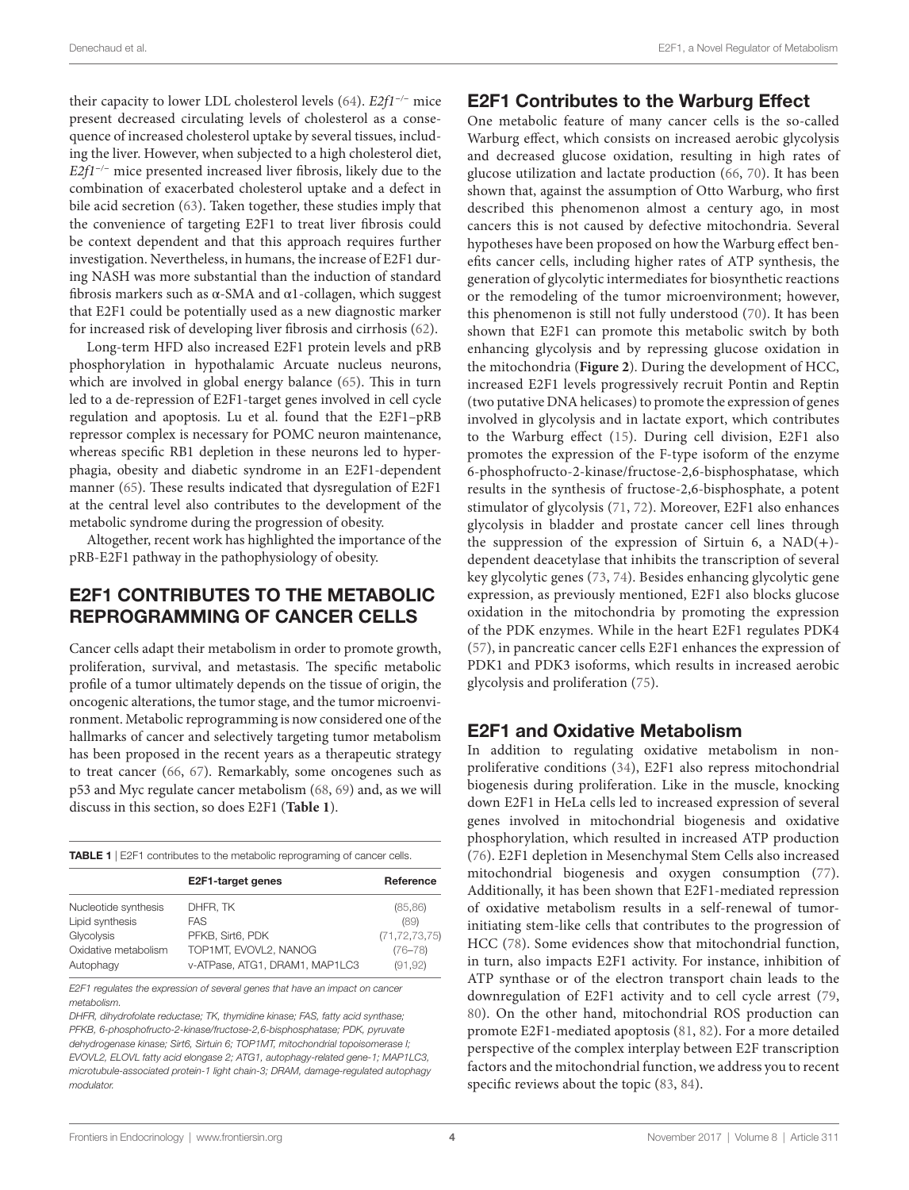their capacity to lower LDL cholesterol levels (64). *E2f1*$^{-/-}$ mice present decreased circulating levels of cholesterol as a consequence of increased cholesterol uptake by several tissues, including the liver. However, when subjected to a high cholesterol diet, *E2f1*$^{-/-}$ mice presented increased liver fibrosis, likely due to the combination of exacerbated cholesterol uptake and a defect in bile acid secretion (63). Taken together, these studies imply that the convenience of targeting E2F1 to treat liver fibrosis could be context dependent and that this approach requires further investigation. Nevertheless, in humans, the increase of E2F1 during NASH was more substantial than the induction of standard fibrosis markers such as α-SMA and α1-collagen, which suggest that E2F1 could be potentially used as a new diagnostic marker for increased risk of developing liver fibrosis and cirrhosis (62).

Long-term HFD also increased E2F1 protein levels and pRB phosphorylation in hypothalamic Arcuate nucleus neurons, which are involved in global energy balance (65). This in turn led to a de-repression of E2F1-target genes involved in cell cycle regulation and apoptosis. Lu et al. found that the E2F1–pRB repressor complex is necessary for POMC neuron maintenance, whereas specific RB1 depletion in these neurons led to hyperphagia, obesity and diabetic syndrome in an E2F1-dependent manner (65). These results indicated that dysregulation of E2F1 at the central level also contributes to the development of the metabolic syndrome during the progression of obesity.

Altogether, recent work has highlighted the importance of the pRB-E2F1 pathway in the pathophysiology of obesity.

## E2F1 CONTRIBUTES TO THE METABOLIC REPROGRAMMING OF CANCER CELLS

Cancer cells adapt their metabolism in order to promote growth, proliferation, survival, and metastasis. The specific metabolic profile of a tumor ultimately depends on the tissue of origin, the oncogenic alterations, the tumor stage, and the tumor microenvironment. Metabolic reprogramming is now considered one of the hallmarks of cancer and selectively targeting tumor metabolism has been proposed in the recent years as a therapeutic strategy to treat cancer (66, 67). Remarkably, some oncogenes such as p53 and Myc regulate cancer metabolism (68, 69) and, as we will discuss in this section, so does E2F1 (**Table 1**).

**TABLE 1** | E2F1 contributes to the metabolic reprograming of cancer cells.

| | E2F1-target genes | Reference |
|---|---|---|
| Nucleotide synthesis | DHFR, TK | (85,86) |
| Lipid synthesis | FAS | (89) |
| Glycolysis | PFKB, Sirt6, PDK | (71,72,73,75) |
| Oxidative metabolism | TOP1MT, EVOVL2, NANOG | (76–78) |
| Autophagy | v-ATPase, ATG1, DRAM1, MAP1LC3 | (91,92) |

*E2F1 regulates the expression of several genes that have an impact on cancer metabolism.*

*DHFR, dihydrofolate reductase; TK, thymidine kinase; FAS, fatty acid synthase; PFKB, 6-phosphofructo-2-kinase/fructose-2,6-bisphosphatase; PDK, pyruvate dehydrogenase kinase; Sirt6, Sirtuin 6; TOP1MT, mitochondrial topoisomerase I; EVOVL2, ELOVL fatty acid elongase 2; ATG1, autophagy-related gene-1; MAP1LC3, microtubule-associated protein-1 light chain-3; DRAM, damage-regulated autophagy modulator.*

### E2F1 Contributes to the Warburg Effect

One metabolic feature of many cancer cells is the so-called Warburg effect, which consists on increased aerobic glycolysis and decreased glucose oxidation, resulting in high rates of glucose utilization and lactate production (66, 70). It has been shown that, against the assumption of Otto Warburg, who first described this phenomenon almost a century ago, in most cancers this is not caused by defective mitochondria. Several hypotheses have been proposed on how the Warburg effect benefits cancer cells, including higher rates of ATP synthesis, the generation of glycolytic intermediates for biosynthetic reactions or the remodeling of the tumor microenvironment; however, this phenomenon is still not fully understood (70). It has been shown that E2F1 can promote this metabolic switch by both enhancing glycolysis and by repressing glucose oxidation in the mitochondria (**Figure 2**). During the development of HCC, increased E2F1 levels progressively recruit Pontin and Reptin (two putative DNA helicases) to promote the expression of genes involved in glycolysis and in lactate export, which contributes to the Warburg effect (15). During cell division, E2F1 also promotes the expression of the F-type isoform of the enzyme 6-phosphofructo-2-kinase/fructose-2,6-bisphosphatase, which results in the synthesis of fructose-2,6-bisphosphate, a potent stimulator of glycolysis (71, 72). Moreover, E2F1 also enhances glycolysis in bladder and prostate cancer cell lines through the suppression of the expression of Sirtuin 6, a NAD(+)-dependent deacetylase that inhibits the transcription of several key glycolytic genes (73, 74). Besides enhancing glycolytic gene expression, as previously mentioned, E2F1 also blocks glucose oxidation in the mitochondria by promoting the expression of the PDK enzymes. While in the heart E2F1 regulates PDK4 (57), in pancreatic cancer cells E2F1 enhances the expression of PDK1 and PDK3 isoforms, which results in increased aerobic glycolysis and proliferation (75).

### E2F1 and Oxidative Metabolism

In addition to regulating oxidative metabolism in non-proliferative conditions (34), E2F1 also repress mitochondrial biogenesis during proliferation. Like in the muscle, knocking down E2F1 in HeLa cells led to increased expression of several genes involved in mitochondrial biogenesis and oxidative phosphorylation, which resulted in increased ATP production (76). E2F1 depletion in Mesenchymal Stem Cells also increased mitochondrial biogenesis and oxygen consumption (77). Additionally, it has been shown that E2F1-mediated repression of oxidative metabolism results in a self-renewal of tumor-initiating stem-like cells that contributes to the progression of HCC (78). Some evidences show that mitochondrial function, in turn, also impacts E2F1 activity. For instance, inhibition of ATP synthase or of the electron transport chain leads to the downregulation of E2F1 activity and to cell cycle arrest (79, 80). On the other hand, mitochondrial ROS production can promote E2F1-mediated apoptosis (81, 82). For a more detailed perspective of the complex interplay between E2F transcription factors and the mitochondrial function, we address you to recent specific reviews about the topic (83, 84).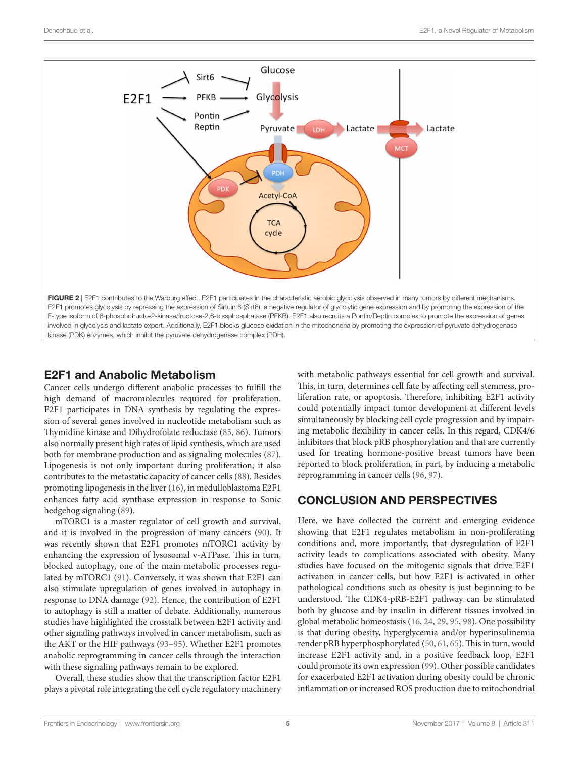**FIGURE 2** | E2F1 contributes to the Warburg effect. E2F1 participates in the characteristic aerobic glycolysis observed in many tumors by different mechanisms. E2F1 promotes glycolysis by repressing the expression of Sirtuin 6 (Sirt6), a negative regulator of glycolytic gene expression and by promoting the expression of the F-type isoform of 6-phosphofructo-2-kinase/fructose-2,6-bissphosphatase (PFKB). E2F1 also recruits a Pontin/Reptin complex to promote the expression of genes involved in glycolysis and lactate export. Additionally, E2F1 blocks glucose oxidation in the mitochondria by promoting the expression of pyruvate dehydrogenase kinase (PDK) enzymes, which inhibit the pyruvate dehydrogenase complex (PDH).

## E2F1 and Anabolic Metabolism

Cancer cells undergo different anabolic processes to fulfill the high demand of macromolecules required for proliferation. E2F1 participates in DNA synthesis by regulating the expression of several genes involved in nucleotide metabolism such as Thymidine kinase and Dihydrofolate reductase (85, 86). Tumors also normally present high rates of lipid synthesis, which are used both for membrane production and as signaling molecules (87). Lipogenesis is not only important during proliferation; it also contributes to the metastatic capacity of cancer cells (88). Besides promoting lipogenesis in the liver (16), in medulloblastoma E2F1 enhances fatty acid synthase expression in response to Sonic hedgehog signaling (89).

mTORC1 is a master regulator of cell growth and survival, and it is involved in the progression of many cancers (90). It was recently shown that E2F1 promotes mTORC1 activity by enhancing the expression of lysosomal v-ATPase. This in turn, blocked autophagy, one of the main metabolic processes regulated by mTORC1 (91). Conversely, it was shown that E2F1 can also stimulate upregulation of genes involved in autophagy in response to DNA damage (92). Hence, the contribution of E2F1 to autophagy is still a matter of debate. Additionally, numerous studies have highlighted the crosstalk between E2F1 activity and other signaling pathways involved in cancer metabolism, such as the AKT or the HIF pathways (93–95). Whether E2F1 promotes anabolic reprogramming in cancer cells through the interaction with these signaling pathways remain to be explored.

Overall, these studies show that the transcription factor E2F1 plays a pivotal role integrating the cell cycle regulatory machinery with metabolic pathways essential for cell growth and survival. This, in turn, determines cell fate by affecting cell stemness, proliferation rate, or apoptosis. Therefore, inhibiting E2F1 activity could potentially impact tumor development at different levels simultaneously by blocking cell cycle progression and by impairing metabolic flexibility in cancer cells. In this regard, CDK4/6 inhibitors that block pRB phosphorylation and that are currently used for treating hormone-positive breast tumors have been reported to block proliferation, in part, by inducing a metabolic reprogramming in cancer cells (96, 97).

## CONCLUSION AND PERSPECTIVES

Here, we have collected the current and emerging evidence showing that E2F1 regulates metabolism in non-proliferating conditions and, more importantly, that dysregulation of E2F1 activity leads to complications associated with obesity. Many studies have focused on the mitogenic signals that drive E2F1 activation in cancer cells, but how E2F1 is activated in other pathological conditions such as obesity is just beginning to be understood. The CDK4-pRB-E2F1 pathway can be stimulated both by glucose and by insulin in different tissues involved in global metabolic homeostasis (16, 24, 29, 95, 98). One possibility is that during obesity, hyperglycemia and/or hyperinsulinemia render pRB hyperphosphorylated (50, 61, 65). This in turn, would increase E2F1 activity and, in a positive feedback loop, E2F1 could promote its own expression (99). Other possible candidates for exacerbated E2F1 activation during obesity could be chronic inflammation or increased ROS production due to mitochondrial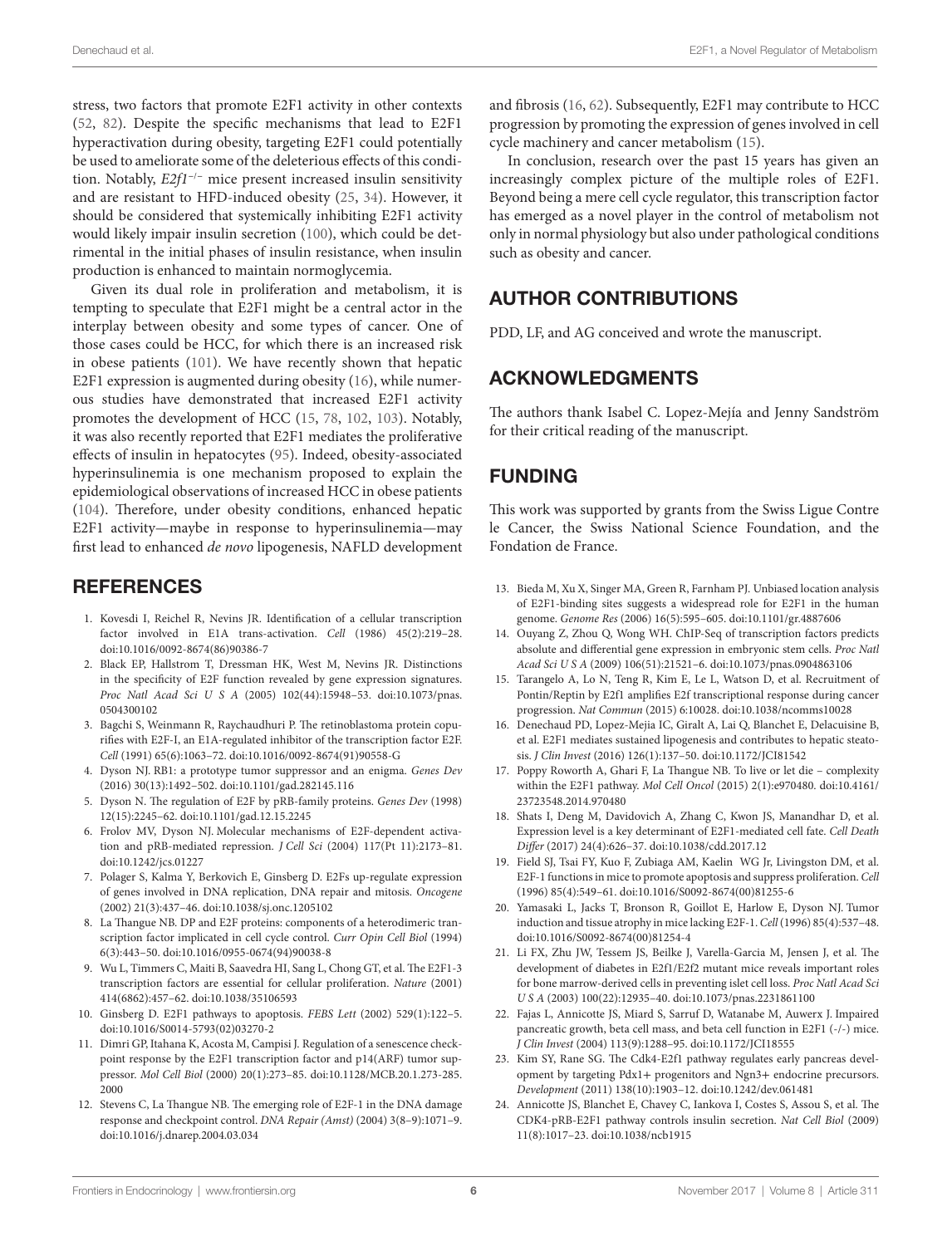stress, two factors that promote E2F1 activity in other contexts (52, 82). Despite the specific mechanisms that lead to E2F1 hyperactivation during obesity, targeting E2F1 could potentially be used to ameliorate some of the deleterious effects of this condition. Notably, *E2f1*$^{-/-}$ mice present increased insulin sensitivity and are resistant to HFD-induced obesity (25, 34). However, it should be considered that systemically inhibiting E2F1 activity would likely impair insulin secretion (100), which could be detrimental in the initial phases of insulin resistance, when insulin production is enhanced to maintain normoglycemia.

Given its dual role in proliferation and metabolism, it is tempting to speculate that E2F1 might be a central actor in the interplay between obesity and some types of cancer. One of those cases could be HCC, for which there is an increased risk in obese patients (101). We have recently shown that hepatic E2F1 expression is augmented during obesity (16), while numerous studies have demonstrated that increased E2F1 activity promotes the development of HCC (15, 78, 102, 103). Notably, it was also recently reported that E2F1 mediates the proliferative effects of insulin in hepatocytes (95). Indeed, obesity-associated hyperinsulinemia is one mechanism proposed to explain the epidemiological observations of increased HCC in obese patients (104). Therefore, under obesity conditions, enhanced hepatic E2F1 activity—maybe in response to hyperinsulinemia—may first lead to enhanced *de novo* lipogenesis, NAFLD development and fibrosis (16, 62). Subsequently, E2F1 may contribute to HCC progression by promoting the expression of genes involved in cell cycle machinery and cancer metabolism (15).

In conclusion, research over the past 15 years has given an increasingly complex picture of the multiple roles of E2F1. Beyond being a mere cell cycle regulator, this transcription factor has emerged as a novel player in the control of metabolism not only in normal physiology but also under pathological conditions such as obesity and cancer.

## AUTHOR CONTRIBUTIONS

PDD, LF, and AG conceived and wrote the manuscript.

## ACKNOWLEDGMENTS

The authors thank Isabel C. Lopez-Mejía and Jenny Sandström for their critical reading of the manuscript.

## FUNDING

This work was supported by grants from the Swiss Ligue Contre le Cancer, the Swiss National Science Foundation, and the Fondation de France.

## REFERENCES

1. Kovesdi I, Reichel R, Nevins JR. Identification of a cellular transcription factor involved in E1A trans-activation. *Cell* (1986) 45(2):219–28. doi:10.1016/0092-8674(86)90386-7
2. Black EP, Hallstrom T, Dressman HK, West M, Nevins JR. Distinctions in the specificity of E2F function revealed by gene expression signatures. *Proc Natl Acad Sci U S A* (2005) 102(44):15948–53. doi:10.1073/pnas.0504300102
3. Bagchi S, Weinmann R, Raychaudhuri P. The retinoblastoma protein copurifies with E2F-I, an E1A-regulated inhibitor of the transcription factor E2F. *Cell* (1991) 65(6):1063–72. doi:10.1016/0092-8674(91)90558-G
4. Dyson NJ. RB1: a prototype tumor suppressor and an enigma. *Genes Dev* (2016) 30(13):1492–502. doi:10.1101/gad.282145.116
5. Dyson N. The regulation of E2F by pRB-family proteins. *Genes Dev* (1998) 12(15):2245–62. doi:10.1101/gad.12.15.2245
6. Frolov MV, Dyson NJ. Molecular mechanisms of E2F-dependent activation and pRB-mediated repression. *J Cell Sci* (2004) 117(Pt 11):2173–81. doi:10.1242/jcs.01227
7. Polager S, Kalma Y, Berkovich E, Ginsberg D. E2Fs up-regulate expression of genes involved in DNA replication, DNA repair and mitosis. *Oncogene* (2002) 21(3):437–46. doi:10.1038/sj.onc.1205102
8. La Thangue NB. DP and E2F proteins: components of a heterodimeric transcription factor implicated in cell cycle control. *Curr Opin Cell Biol* (1994) 6(3):443–50. doi:10.1016/0955-0674(94)90038-8
9. Wu L, Timmers C, Maiti B, Saavedra HI, Sang L, Chong GT, et al. The E2F1-3 transcription factors are essential for cellular proliferation. *Nature* (2001) 414(6862):457–62. doi:10.1038/35106593
10. Ginsberg D. E2F1 pathways to apoptosis. *FEBS Lett* (2002) 529(1):122–5. doi:10.1016/S0014-5793(02)03270-2
11. Dimri GP, Itahana K, Acosta M, Campisi J. Regulation of a senescence checkpoint response by the E2F1 transcription factor and p14(ARF) tumor suppressor. *Mol Cell Biol* (2000) 20(1):273–85. doi:10.1128/MCB.20.1.273-285.2000
12. Stevens C, La Thangue NB. The emerging role of E2F-1 in the DNA damage response and checkpoint control. *DNA Repair (Amst)* (2004) 3(8–9):1071–9. doi:10.1016/j.dnarep.2004.03.034
13. Bieda M, Xu X, Singer MA, Green R, Farnham PJ. Unbiased location analysis of E2F1-binding sites suggests a widespread role for E2F1 in the human genome. *Genome Res* (2006) 16(5):595–605. doi:10.1101/gr.4887606
14. Ouyang Z, Zhou Q, Wong WH. ChIP-Seq of transcription factors predicts absolute and differential gene expression in embryonic stem cells. *Proc Natl Acad Sci U S A* (2009) 106(51):21521–6. doi:10.1073/pnas.0904863106
15. Tarangelo A, Lo N, Teng R, Kim E, Le L, Watson D, et al. Recruitment of Pontin/Reptin by E2f1 amplifies E2f transcriptional response during cancer progression. *Nat Commun* (2015) 6:10028. doi:10.1038/ncomms10028
16. Denechaud PD, Lopez-Mejia IC, Giralt A, Lai Q, Blanchet E, Delacuisine B, et al. E2F1 mediates sustained lipogenesis and contributes to hepatic steatosis. *J Clin Invest* (2016) 126(1):137–50. doi:10.1172/JCI81542
17. Poppy Roworth A, Ghari F, La Thangue NB. To live or let die – complexity within the E2F1 pathway. *Mol Cell Oncol* (2015) 2(1):e970480. doi:10.4161/23723548.2014.970480
18. Shats I, Deng M, Davidovich A, Zhang C, Kwon JS, Manandhar D, et al. Expression level is a key determinant of E2F1-mediated cell fate. *Cell Death Differ* (2017) 24(4):626–37. doi:10.1038/cdd.2017.12
19. Field SJ, Tsai FY, Kuo F, Zubiaga AM, Kaelin WG Jr, Livingston DM, et al. E2F-1 functions in mice to promote apoptosis and suppress proliferation. *Cell* (1996) 85(4):549–61. doi:10.1016/S0092-8674(00)81255-6
20. Yamasaki L, Jacks T, Bronson R, Goillot E, Harlow E, Dyson NJ. Tumor induction and tissue atrophy in mice lacking E2F-1. *Cell* (1996) 85(4):537–48. doi:10.1016/S0092-8674(00)81254-4
21. Li FX, Zhu JW, Tessem JS, Beilke J, Varella-Garcia M, Jensen J, et al. The development of diabetes in E2f1/E2f2 mutant mice reveals important roles for bone marrow-derived cells in preventing islet cell loss. *Proc Natl Acad Sci U S A* (2003) 100(22):12935–40. doi:10.1073/pnas.2231861100
22. Fajas L, Annicotte JS, Miard S, Sarruf D, Watanabe M, Auwerx J. Impaired pancreatic growth, beta cell mass, and beta cell function in E2F1 (-/-) mice. *J Clin Invest* (2004) 113(9):1288–95. doi:10.1172/JCI18555
23. Kim SY, Rane SG. The Cdk4-E2f1 pathway regulates early pancreas development by targeting Pdx1+ progenitors and Ngn3+ endocrine precursors. *Development* (2011) 138(10):1903–12. doi:10.1242/dev.061481
24. Annicotte JS, Blanchet E, Chavey C, Iankova I, Costes S, Assou S, et al. The CDK4-pRB-E2F1 pathway controls insulin secretion. *Nat Cell Biol* (2009) 11(8):1017–23. doi:10.1038/ncb1915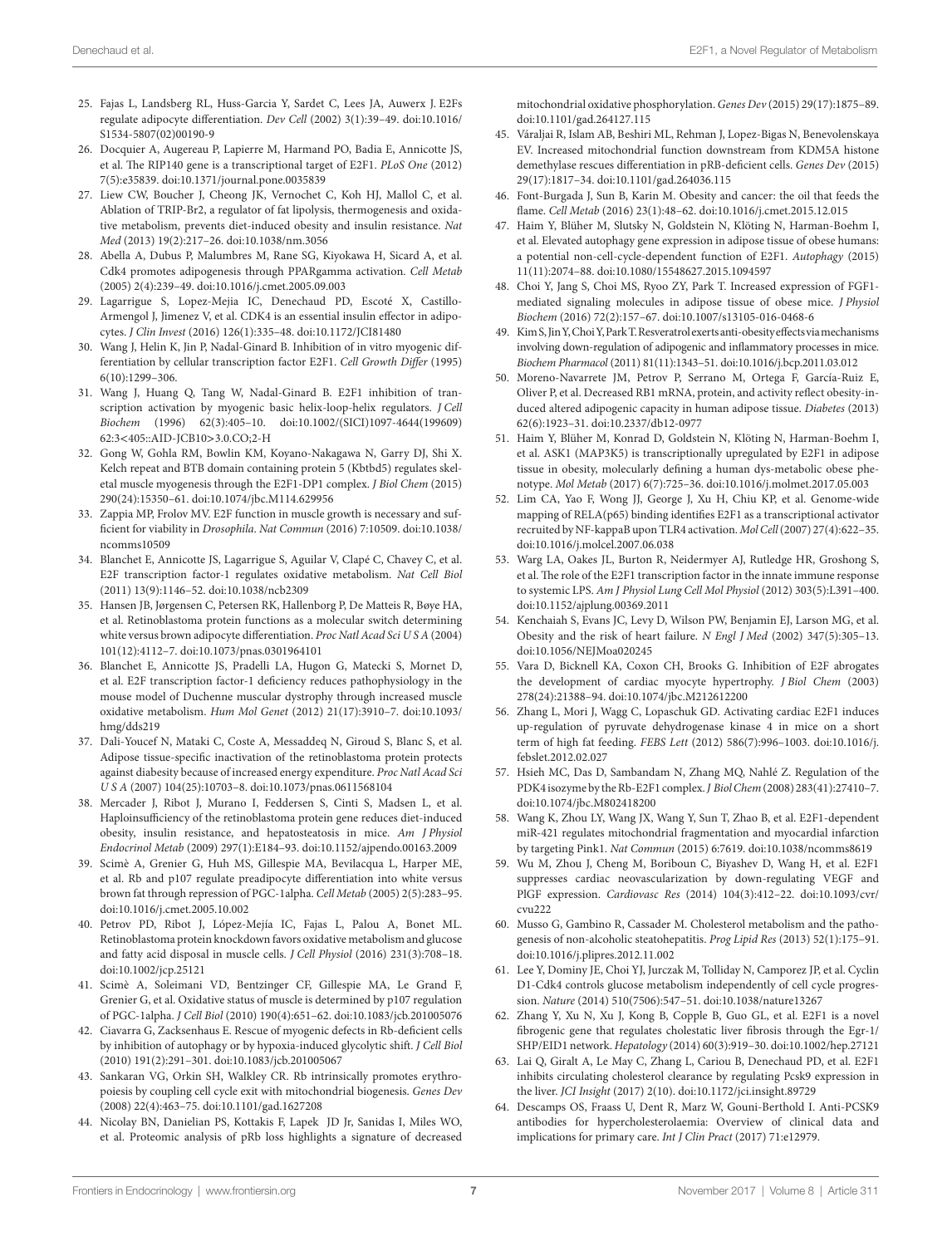25. Fajas L, Landsberg RL, Huss-Garcia Y, Sardet C, Lees JA, Auwerx J. E2Fs regulate adipocyte differentiation. *Dev Cell* (2002) 3(1):39–49. doi:10.1016/S1534-5807(02)00190-9
26. Docquier A, Augereau P, Lapierre M, Harmand PO, Badia E, Annicotte JS, et al. The RIP140 gene is a transcriptional target of E2F1. *PLoS One* (2012) 7(5):e35839. doi:10.1371/journal.pone.0035839
27. Liew CW, Boucher J, Cheong JK, Vernochet C, Koh HJ, Mallol C, et al. Ablation of TRIP-Br2, a regulator of fat lipolysis, thermogenesis and oxidative metabolism, prevents diet-induced obesity and insulin resistance. *Nat Med* (2013) 19(2):217–26. doi:10.1038/nm.3056
28. Abella A, Dubus P, Malumbres M, Rane SG, Kiyokawa H, Sicard A, et al. Cdk4 promotes adipogenesis through PPARgamma activation. *Cell Metab* (2005) 2(4):239–49. doi:10.1016/j.cmet.2005.09.003
29. Lagarrigue S, Lopez-Mejia IC, Denechaud PD, Escoté X, Castillo-Armengol J, Jimenez V, et al. CDK4 is an essential insulin effector in adipocytes. *J Clin Invest* (2016) 126(1):335–48. doi:10.1172/JCI81480
30. Wang J, Helin K, Jin P, Nadal-Ginard B. Inhibition of in vitro myogenic differentiation by cellular transcription factor E2F1. *Cell Growth Differ* (1995) 6(10):1299–306.
31. Wang J, Huang Q, Tang W, Nadal-Ginard B. E2F1 inhibition of transcription activation by myogenic basic helix-loop-helix regulators. *J Cell Biochem* (1996) 62(3):405–10. doi:10.1002/(SICI)1097-4644(199609)62:3<405::AID-JCB10>3.0.CO;2-H
32. Gong W, Gohla RM, Bowlin KM, Koyano-Nakagawa N, Garry DJ, Shi X. Kelch repeat and BTB domain containing protein 5 (Kbtbd5) regulates skeletal muscle myogenesis through the E2F1-DP1 complex. *J Biol Chem* (2015) 290(24):15350–61. doi:10.1074/jbc.M114.629956
33. Zappia MP, Frolov MV. E2F function in muscle growth is necessary and sufficient for viability in *Drosophila*. *Nat Commun* (2016) 7:10509. doi:10.1038/ncomms10509
34. Blanchet E, Annicotte JS, Lagarrigue S, Aguilar V, Clapé C, Chavey C, et al. E2F transcription factor-1 regulates oxidative metabolism. *Nat Cell Biol* (2011) 13(9):1146–52. doi:10.1038/ncb2309
35. Hansen JB, Jørgensen C, Petersen RK, Hallenborg P, De Matteis R, Bøye HA, et al. Retinoblastoma protein functions as a molecular switch determining white versus brown adipocyte differentiation. *Proc Natl Acad Sci U S A* (2004) 101(12):4112–7. doi:10.1073/pnas.0301964101
36. Blanchet E, Annicotte JS, Pradelli LA, Hugon G, Matecki S, Mornet D, et al. E2F transcription factor-1 deficiency reduces pathophysiology in the mouse model of Duchenne muscular dystrophy through increased muscle oxidative metabolism. *Hum Mol Genet* (2012) 21(17):3910–7. doi:10.1093/hmg/dds219
37. Dali-Youcef N, Mataki C, Coste A, Messaddeq N, Giroud S, Blanc S, et al. Adipose tissue-specific inactivation of the retinoblastoma protein protects against diabesity because of increased energy expenditure. *Proc Natl Acad Sci U S A* (2007) 104(25):10703–8. doi:10.1073/pnas.0611568104
38. Mercader J, Ribot J, Murano I, Feddersen S, Cinti S, Madsen L, et al. Haploinsufficiency of the retinoblastoma protein gene reduces diet-induced obesity, insulin resistance, and hepatosteatosis in mice. *Am J Physiol Endocrinol Metab* (2009) 297(1):E184–93. doi:10.1152/ajpendo.00163.2009
39. Scimè A, Grenier G, Huh MS, Gillespie MA, Bevilacqua L, Harper ME, et al. Rb and p107 regulate preadipocyte differentiation into white versus brown fat through repression of PGC-1alpha. *Cell Metab* (2005) 2(5):283–95. doi:10.1016/j.cmet.2005.10.002
40. Petrov PD, Ribot J, López-Mejía IC, Fajas L, Palou A, Bonet ML. Retinoblastoma protein knockdown favors oxidative metabolism and glucose and fatty acid disposal in muscle cells. *J Cell Physiol* (2016) 231(3):708–18. doi:10.1002/jcp.25121
41. Scimè A, Soleimani VD, Bentzinger CF, Gillespie MA, Le Grand F, Grenier G, et al. Oxidative status of muscle is determined by p107 regulation of PGC-1alpha. *J Cell Biol* (2010) 190(4):651–62. doi:10.1083/jcb.201005076
42. Ciavarra G, Zacksenhaus E. Rescue of myogenic defects in Rb-deficient cells by inhibition of autophagy or by hypoxia-induced glycolytic shift. *J Cell Biol* (2010) 191(2):291–301. doi:10.1083/jcb.201005067
43. Sankaran VG, Orkin SH, Walkley CR. Rb intrinsically promotes erythropoiesis by coupling cell cycle exit with mitochondrial biogenesis. *Genes Dev* (2008) 22(4):463–75. doi:10.1101/gad.1627208
44. Nicolay BN, Danielian PS, Kottakis F, Lapek JD Jr, Sanidas I, Miles WO, et al. Proteomic analysis of pRb loss highlights a signature of decreased mitochondrial oxidative phosphorylation. *Genes Dev* (2015) 29(17):1875–89. doi:10.1101/gad.264127.115
45. Váraljai R, Islam AB, Beshiri ML, Rehman J, Lopez-Bigas N, Benevolenskaya EV. Increased mitochondrial function downstream from KDM5A histone demethylase rescues differentiation in pRB-deficient cells. *Genes Dev* (2015) 29(17):1817–34. doi:10.1101/gad.264036.115
46. Font-Burgada J, Sun B, Karin M. Obesity and cancer: the oil that feeds the flame. *Cell Metab* (2016) 23(1):48–62. doi:10.1016/j.cmet.2015.12.015
47. Haim Y, Blüher M, Slutsky N, Goldstein N, Klöting N, Harman-Boehm I, et al. Elevated autophagy gene expression in adipose tissue of obese humans: a potential non-cell-cycle-dependent function of E2F1. *Autophagy* (2015) 11(11):2074–88. doi:10.1080/15548627.2015.1094597
48. Choi Y, Jang S, Choi MS, Ryoo ZY, Park T. Increased expression of FGF1-mediated signaling molecules in adipose tissue of obese mice. *J Physiol Biochem* (2016) 72(2):157–67. doi:10.1007/s13105-016-0468-6
49. Kim S, Jin Y, Choi Y, Park T. Resveratrol exerts anti-obesity effects via mechanisms involving down-regulation of adipogenic and inflammatory processes in mice. *Biochem Pharmacol* (2011) 81(11):1343–51. doi:10.1016/j.bcp.2011.03.012
50. Moreno-Navarrete JM, Petrov P, Serrano M, Ortega F, García-Ruiz E, Oliver P, et al. Decreased RB1 mRNA, protein, and activity reflect obesity-induced altered adipogenic capacity in human adipose tissue. *Diabetes* (2013) 62(6):1923–31. doi:10.2337/db12-0977
51. Haim Y, Blüher M, Konrad D, Goldstein N, Klöting N, Harman-Boehm I, et al. ASK1 (MAP3K5) is transcriptionally upregulated by E2F1 in adipose tissue in obesity, molecularly defining a human dys-metabolic obese phenotype. *Mol Metab* (2017) 6(7):725–36. doi:10.1016/j.molmet.2017.05.003
52. Lim CA, Yao F, Wong JJ, George J, Xu H, Chiu KP, et al. Genome-wide mapping of RELA(p65) binding identifies E2F1 as a transcriptional activator recruited by NF-kappaB upon TLR4 activation. *Mol Cell* (2007) 27(4):622–35. doi:10.1016/j.molcel.2007.06.038
53. Warg LA, Oakes JL, Burton R, Neidermyer AJ, Rutledge HR, Groshong S, et al. The role of the E2F1 transcription factor in the innate immune response to systemic LPS. *Am J Physiol Lung Cell Mol Physiol* (2012) 303(5):L391–400. doi:10.1152/ajplung.00369.2011
54. Kenchaiah S, Evans JC, Levy D, Wilson PW, Benjamin EJ, Larson MG, et al. Obesity and the risk of heart failure. *N Engl J Med* (2002) 347(5):305–13. doi:10.1056/NEJMoa020245
55. Vara D, Bicknell KA, Coxon CH, Brooks G. Inhibition of E2F abrogates the development of cardiac myocyte hypertrophy. *J Biol Chem* (2003) 278(24):21388–94. doi:10.1074/jbc.M212612200
56. Zhang L, Mori J, Wagg C, Lopaschuk GD. Activating cardiac E2F1 induces up-regulation of pyruvate dehydrogenase kinase 4 in mice on a short term of high fat feeding. *FEBS Lett* (2012) 586(7):996–1003. doi:10.1016/j.febslet.2012.02.027
57. Hsieh MC, Das D, Sambandam N, Zhang MQ, Nahlé Z. Regulation of the PDK4 isozyme by the Rb-E2F1 complex. *J Biol Chem* (2008) 283(41):27410–7. doi:10.1074/jbc.M802418200
58. Wang K, Zhou LY, Wang JX, Wang Y, Sun T, Zhao B, et al. E2F1-dependent miR-421 regulates mitochondrial fragmentation and myocardial infarction by targeting Pink1. *Nat Commun* (2015) 6:7619. doi:10.1038/ncomms8619
59. Wu M, Zhou J, Cheng M, Boriboun C, Biyashev D, Wang H, et al. E2F1 suppresses cardiac neovascularization by down-regulating VEGF and PlGF expression. *Cardiovasc Res* (2014) 104(3):412–22. doi:10.1093/cvr/cvu222
60. Musso G, Gambino R, Cassader M. Cholesterol metabolism and the pathogenesis of non-alcoholic steatohepatitis. *Prog Lipid Res* (2013) 52(1):175–91. doi:10.1016/j.plipres.2012.11.002
61. Lee Y, Dominy JE, Choi YJ, Jurczak M, Tolliday N, Camporez JP, et al. Cyclin D1-Cdk4 controls glucose metabolism independently of cell cycle progression. *Nature* (2014) 510(7506):547–51. doi:10.1038/nature13267
62. Zhang Y, Xu N, Xu J, Kong B, Copple B, Guo GL, et al. E2F1 is a novel fibrogenic gene that regulates cholestatic liver fibrosis through the Egr-1/SHP/EID1 network. *Hepatology* (2014) 60(3):919–30. doi:10.1002/hep.27121
63. Lai Q, Giralt A, Le May C, Zhang L, Cariou B, Denechaud PD, et al. E2F1 inhibits circulating cholesterol clearance by regulating Pcsk9 expression in the liver. *JCI Insight* (2017) 2(10). doi:10.1172/jci.insight.89729
64. Descamps OS, Fraass U, Dent R, Marz W, Gouni-Berthold I. Anti-PCSK9 antibodies for hypercholesterolaemia: Overview of clinical data and implications for primary care. *Int J Clin Pract* (2017) 71:e12979.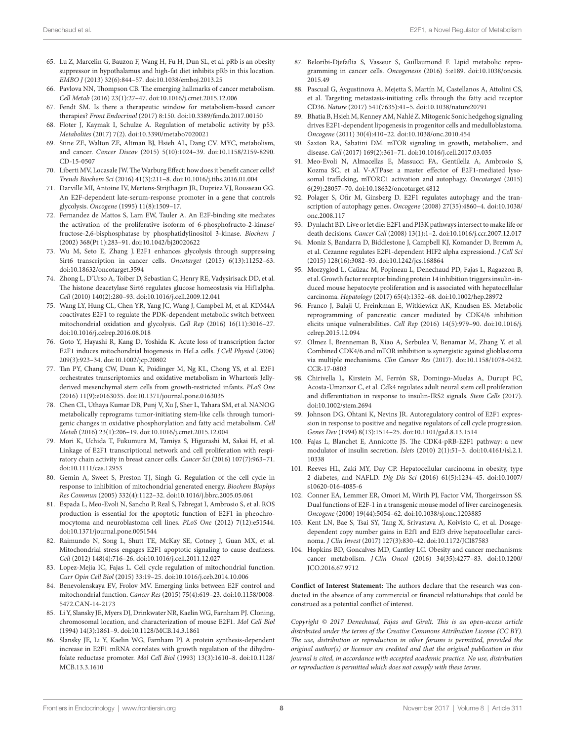65. Lu Z, Marcelin G, Bauzon F, Wang H, Fu H, Dun SL, et al. pRb is an obesity suppressor in hypothalamus and high-fat diet inhibits pRb in this location. *EMBO J* (2013) 32(6):844–57. doi:10.1038/emboj.2013.25
66. Pavlova NN, Thompson CB. The emerging hallmarks of cancer metabolism. *Cell Metab* (2016) 23(1):27–47. doi:10.1016/j.cmet.2015.12.006
67. Fendt SM. Is there a therapeutic window for metabolism-based cancer therapies? *Front Endocrinol* (2017) 8:150. doi:10.3389/fendo.2017.00150
68. Floter J, Kaymak I, Schulze A. Regulation of metabolic activity by p53. *Metabolites* (2017) 7(2). doi:10.3390/metabo7020021
69. Stine ZE, Walton ZE, Altman BJ, Hsieh AL, Dang CV. MYC, metabolism, and cancer. *Cancer Discov* (2015) 5(10):1024–39. doi:10.1158/2159-8290.CD-15-0507
70. Liberti MV, Locasale JW. The Warburg Effect: how does it benefit cancer cells? *Trends Biochem Sci* (2016) 41(3):211–8. doi:10.1016/j.tibs.2016.01.004
71. Darville MI, Antoine IV, Mertens-Strijthagen JR, Dupriez VJ, Rousseau GG. An E2F-dependent late-serum-response promoter in a gene that controls glycolysis. *Oncogene* (1995) 11(8):1509–17.
72. Fernandez de Mattos S, Lam EW, Tauler A. An E2F-binding site mediates the activation of the proliferative isoform of 6-phosphofructo-2-kinase/fructose-2,6-bisphosphatase by phosphatidylinositol 3-kinase. *Biochem J* (2002) 368(Pt 1):283–91. doi:10.1042/bj20020622
73. Wu M, Seto E, Zhang J. E2F1 enhances glycolysis through suppressing Sirt6 transcription in cancer cells. *Oncotarget* (2015) 6(13):11252–63. doi:10.18632/oncotarget.3594
74. Zhong L, D'Urso A, Toiber D, Sebastian C, Henry RE, Vadysirisack DD, et al. The histone deacetylase Sirt6 regulates glucose homeostasis via Hif1alpha. *Cell* (2010) 140(2):280–93. doi:10.1016/j.cell.2009.12.041
75. Wang LY, Hung CL, Chen YR, Yang JC, Wang J, Campbell M, et al. KDM4A coactivates E2F1 to regulate the PDK-dependent metabolic switch between mitochondrial oxidation and glycolysis. *Cell Rep* (2016) 16(11):3016–27. doi:10.1016/j.celrep.2016.08.018
76. Goto Y, Hayashi R, Kang D, Yoshida K. Acute loss of transcription factor E2F1 induces mitochondrial biogenesis in HeLa cells. *J Cell Physiol* (2006) 209(3):923–34. doi:10.1002/jcp.20802
77. Tan PY, Chang CW, Duan K, Poidinger M, Ng KL, Chong YS, et al. E2F1 orchestrates transcriptomics and oxidative metabolism in Wharton's Jelly-derived mesenchymal stem cells from growth-restricted infants. *PLoS One* (2016) 11(9):e0163035. doi:10.1371/journal.pone.0163035
78. Chen CL, Uthaya Kumar DB, Punj V, Xu J, Sher L, Tahara SM, et al. NANOG metabolically reprograms tumor-initiating stem-like cells through tumorigenic changes in oxidative phosphorylation and fatty acid metabolism. *Cell Metab* (2016) 23(1):206–19. doi:10.1016/j.cmet.2015.12.004
79. Mori K, Uchida T, Fukumura M, Tamiya S, Higurashi M, Sakai H, et al. Linkage of E2F1 transcriptional network and cell proliferation with respiratory chain activity in breast cancer cells. *Cancer Sci* (2016) 107(7):963–71. doi:10.1111/cas.12953
80. Gemin A, Sweet S, Preston TJ, Singh G. Regulation of the cell cycle in response to inhibition of mitochondrial generated energy. *Biochem Biophys Res Commun* (2005) 332(4):1122–32. doi:10.1016/j.bbrc.2005.05.061
81. Espada L, Meo-Evoli N, Sancho P, Real S, Fabregat I, Ambrosio S, et al. ROS production is essential for the apoptotic function of E2F1 in pheochromocytoma and neuroblastoma cell lines. *PLoS One* (2012) 7(12):e51544. doi:10.1371/journal.pone.0051544
82. Raimundo N, Song L, Shutt TE, McKay SE, Cotney J, Guan MX, et al. Mitochondrial stress engages E2F1 apoptotic signaling to cause deafness. *Cell* (2012) 148(4):716–26. doi:10.1016/j.cell.2011.12.027
83. Lopez-Mejia IC, Fajas L. Cell cycle regulation of mitochondrial function. *Curr Opin Cell Biol* (2015) 33:19–25. doi:10.1016/j.ceb.2014.10.006
84. Benevolenskaya EV, Frolov MV. Emerging links between E2F control and mitochondrial function. *Cancer Res* (2015) 75(4):619–23. doi:10.1158/0008-5472.CAN-14-2173
85. Li Y, Slansky JE, Myers DJ, Drinkwater NR, Kaelin WG, Farnham PJ. Cloning, chromosomal location, and characterization of mouse E2F1. *Mol Cell Biol* (1994) 14(3):1861–9. doi:10.1128/MCB.14.3.1861
86. Slansky JE, Li Y, Kaelin WG, Farnham PJ. A protein synthesis-dependent increase in E2F1 mRNA correlates with growth regulation of the dihydrofolate reductase promoter. *Mol Cell Biol* (1993) 13(3):1610–8. doi:10.1128/MCB.13.3.1610
87. Beloribi-Djefaflia S, Vasseur S, Guillaumond F. Lipid metabolic reprogramming in cancer cells. *Oncogenesis* (2016) 5:e189. doi:10.1038/oncsis.2015.49
88. Pascual G, Avgustinova A, Mejetta S, Martín M, Castellanos A, Attolini CS, et al. Targeting metastasis-initiating cells through the fatty acid receptor CD36. *Nature* (2017) 541(7635):41–5. doi:10.1038/nature20791
89. Bhatia B, Hsieh M, Kenney AM, Nahlé Z. Mitogenic Sonic hedgehog signaling drives E2F1-dependent lipogenesis in progenitor cells and medulloblastoma. *Oncogene* (2011) 30(4):410–22. doi:10.1038/onc.2010.454
90. Saxton RA, Sabatini DM. mTOR signaling in growth, metabolism, and disease. *Cell* (2017) 169(2):361–71. doi:10.1016/j.cell.2017.03.035
91. Meo-Evoli N, Almacellas E, Massucci FA, Gentilella A, Ambrosio S, Kozma SC, et al. V-ATPase: a master effector of E2F1-mediated lysosomal trafficking, mTORC1 activation and autophagy. *Oncotarget* (2015) 6(29):28057–70. doi:10.18632/oncotarget.4812
92. Polager S, Ofir M, Ginsberg D. E2F1 regulates autophagy and the transcription of autophagy genes. *Oncogene* (2008) 27(35):4860–4. doi:10.1038/onc.2008.117
93. Dynlacht BD. Live or let die: E2F1 and PI3K pathways intersect to make life or death decisions. *Cancer Cell* (2008) 13(1):1–2. doi:10.1016/j.ccr.2007.12.017
94. Moniz S, Bandarra D, Biddlestone J, Campbell KJ, Komander D, Bremm A, et al. Cezanne regulates E2F1-dependent HIF2 alpha expressiond. *J Cell Sci* (2015) 128(16):3082–93. doi:10.1242/jcs.168864
95. Morzyglod L, Caüzac M, Popineau L, Denechaud PD, Fajas L, Ragazzon B, et al. Growth factor receptor binding protein 14 inhibition triggers insulin-induced mouse hepatocyte proliferation and is associated with hepatocellular carcinoma. *Hepatology* (2017) 65(4):1352–68. doi:10.1002/hep.28972
96. Franco J, Balaji U, Freinkman E, Witkiewicz AK, Knudsen ES. Metabolic reprogramming of pancreatic cancer mediated by CDK4/6 inhibition elicits unique vulnerabilities. *Cell Rep* (2016) 14(5):979–90. doi:10.1016/j.celrep.2015.12.094
97. Olmez I, Brenneman B, Xiao A, Serbulea V, Benamar M, Zhang Y, et al. Combined CDK4/6 and mTOR inhibition is synergistic against glioblastoma via multiple mechanisms. *Clin Cancer Res* (2017). doi:10.1158/1078-0432.CCR-17-0803
98. Chirivella L, Kirstein M, Ferrón SR, Domingo-Muelas A, Durupt FC, Acosta-Umanzor C, et al. Cdk4 regulates adult neural stem cell proliferation and differentiation in response to insulin-IRS2 signals. *Stem Cells* (2017). doi:10.1002/stem.2694
99. Johnson DG, Ohtani K, Nevins JR. Autoregulatory control of E2F1 expression in response to positive and negative regulators of cell cycle progression. *Genes Dev* (1994) 8(13):1514–25. doi:10.1101/gad.8.13.1514
100. Fajas L, Blanchet E, Annicotte JS. The CDK4-pRB-E2F1 pathway: a new modulator of insulin secretion. *Islets* (2010) 2(1):51–3. doi:10.4161/isl.2.1.10338
101. Reeves HL, Zaki MY, Day CP. Hepatocellular carcinoma in obesity, type 2 diabetes, and NAFLD. *Dig Dis Sci* (2016) 61(5):1234–45. doi:10.1007/s10620-016-4085-6
102. Conner EA, Lemmer ER, Omori M, Wirth PJ, Factor VM, Thorgeirsson SS. Dual functions of E2F-1 in a transgenic mouse model of liver carcinogenesis. *Oncogene* (2000) 19(44):5054–62. doi:10.1038/sj.onc.1203885
103. Kent LN, Bae S, Tsai SY, Tang X, Srivastava A, Koivisto C, et al. Dosage-dependent copy number gains in E2f1 and E2f3 drive hepatocellular carcinoma. *J Clin Invest* (2017) 127(3):830–42. doi:10.1172/JCI87583
104. Hopkins BD, Goncalves MD, Cantley LC. Obesity and cancer mechanisms: cancer metabolism. *J Clin Oncol* (2016) 34(35):4277–83. doi:10.1200/JCO.2016.67.9712

**Conflict of Interest Statement:** The authors declare that the research was conducted in the absence of any commercial or financial relationships that could be construed as a potential conflict of interest.

*Copyright © 2017 Denechaud, Fajas and Giralt. This is an open-access article distributed under the terms of the Creative Commons Attribution License (CC BY). The use, distribution or reproduction in other forums is permitted, provided the original author(s) or licensor are credited and that the original publication in this journal is cited, in accordance with accepted academic practice. No use, distribution or reproduction is permitted which does not comply with these terms.*